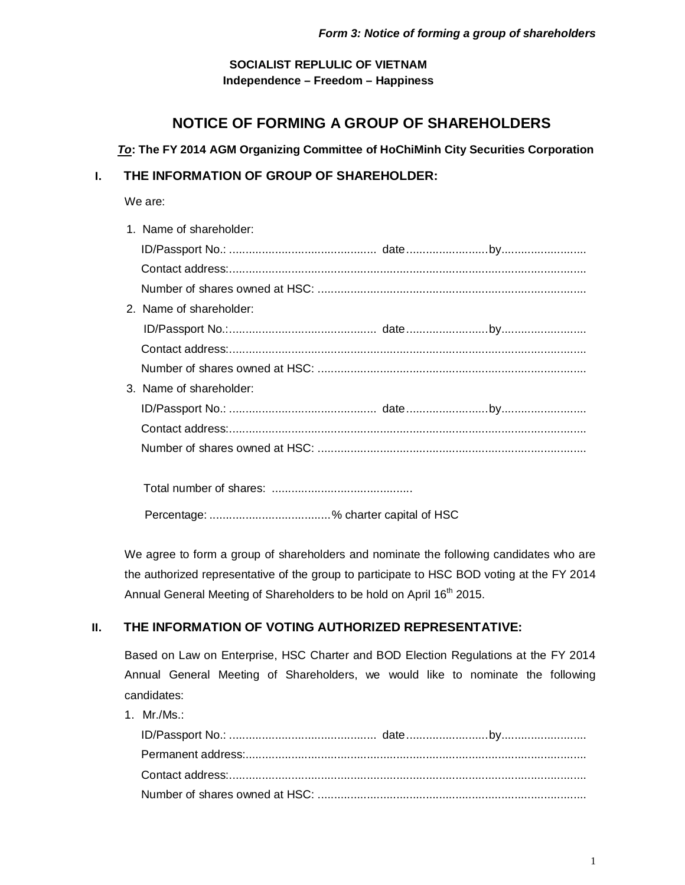*Form 3: Notice of forming a group of shareholders*

**SOCIALIST REPLULIC OF VIETNAM**
**Independence – Freedom – Happiness**

# NOTICE OF FORMING A GROUP OF SHAREHOLDERS

***To*: The FY 2014 AGM Organizing Committee of HoChiMinh City Securities Corporation**

## I. THE INFORMATION OF GROUP OF SHAREHOLDER:

We are:

1. Name of shareholder:
   ID/Passport No.: ............................................. date......................... by..........................
   Contact address:.............................................................................................................
   Number of shares owned at HSC: ..................................................................................
2. Name of shareholder:
   ID/Passport No.:............................................. date......................... by..........................
   Contact address:.............................................................................................................
   Number of shares owned at HSC: ..................................................................................
3. Name of shareholder:
   ID/Passport No.: ............................................. date......................... by..........................
   Contact address:.............................................................................................................
   Number of shares owned at HSC: ..................................................................................

Total number of shares: ...........................................

Percentage: .....................................% charter capital of HSC

We agree to form a group of shareholders and nominate the following candidates who are the authorized representative of the group to participate to HSC BOD voting at the FY 2014 Annual General Meeting of Shareholders to be hold on April 16th 2015.

## II. THE INFORMATION OF VOTING AUTHORIZED REPRESENTATIVE:

Based on Law on Enterprise, HSC Charter and BOD Election Regulations at the FY 2014 Annual General Meeting of Shareholders, we would like to nominate the following candidates:

1. Mr./Ms.:
   ID/Passport No.: ............................................. date......................... by..........................
   Permanent address:.........................................................................................................
   Contact address:.............................................................................................................
   Number of shares owned at HSC: ..................................................................................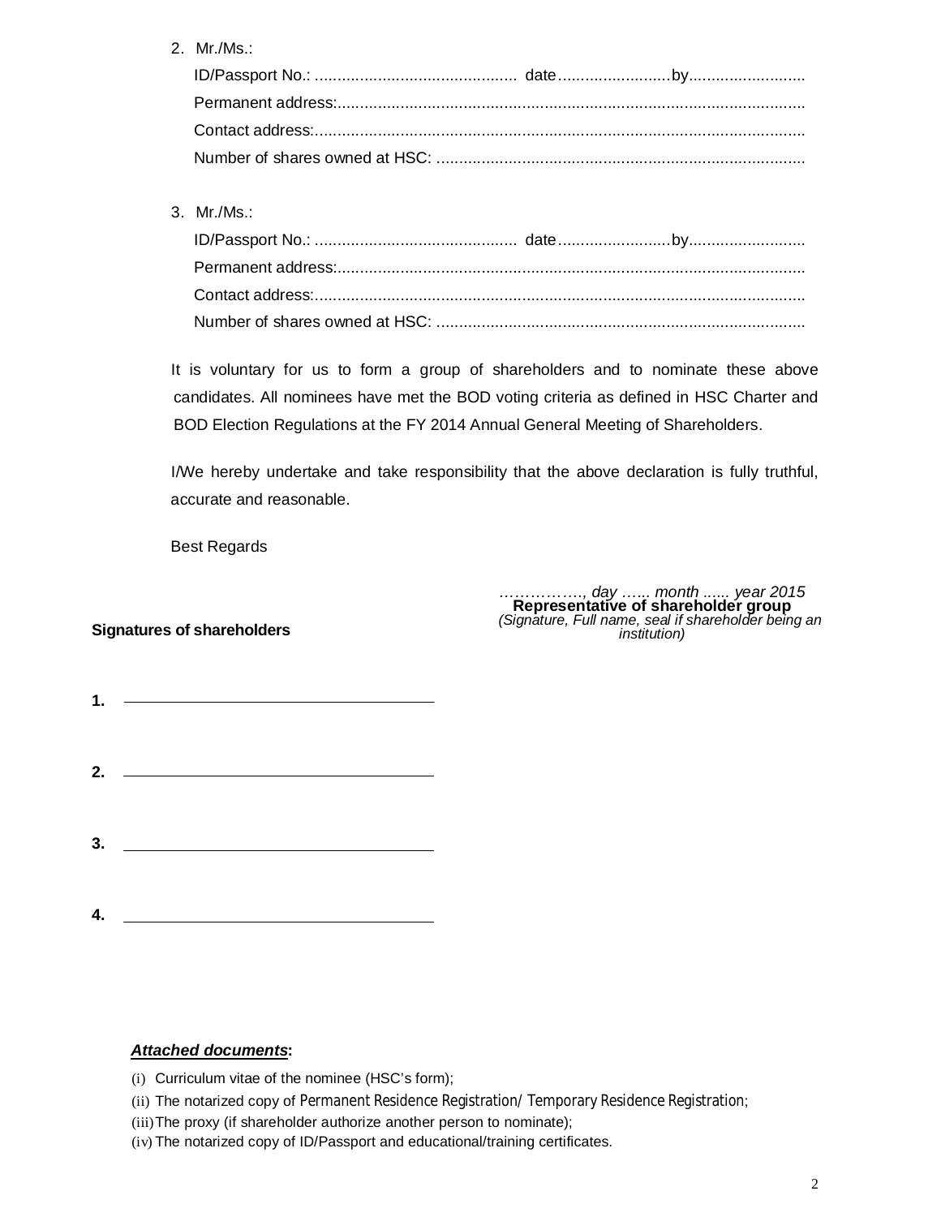2. Mr./Ms.:

   ID/Passport No.: ............................................. date.........................by..........................

   Permanent address:.........................................................................................................

   Contact address:..............................................................................................................

   Number of shares owned at HSC: ..................................................................................

3. Mr./Ms.:

   ID/Passport No.: ............................................. date.........................by..........................

   Permanent address:.........................................................................................................

   Contact address:..............................................................................................................

   Number of shares owned at HSC: ..................................................................................

It is voluntary for us to form a group of shareholders and to nominate these above candidates. All nominees have met the BOD voting criteria as defined in HSC Charter and BOD Election Regulations at the FY 2014 Annual General Meeting of Shareholders.

I/We hereby undertake and take responsibility that the above declaration is fully truthful, accurate and reasonable.

Best Regards

*……………., day …... month ...... year 2015*

**Representative of shareholder group**

*(Signature, Full name, seal if shareholder being an institution)*

**Signatures of shareholders**

**1.** ____________________________________

**2.** ____________________________________

**3.** ____________________________________

**4.** ____________________________________

***Attached documents*:**

(i) Curriculum vitae of the nominee (HSC's form);

(ii) The notarized copy of Permanent Residence Registration/ Temporary Residence Registration;

(iii) The proxy (if shareholder authorize another person to nominate);

(iv) The notarized copy of ID/Passport and educational/training certificates.